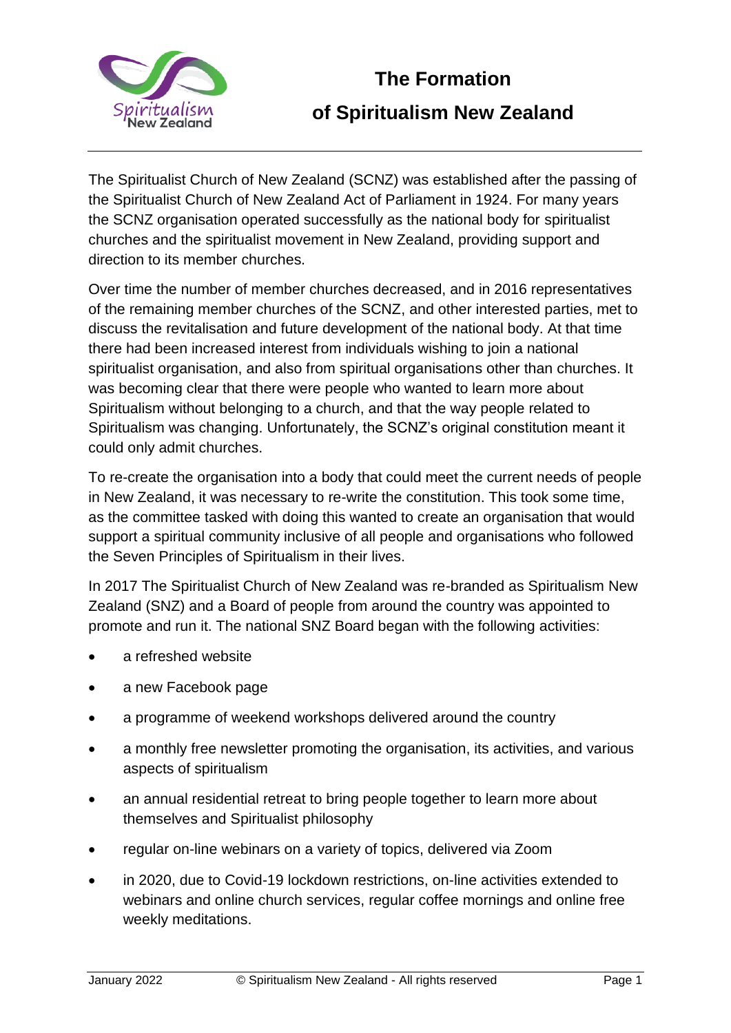# The Formation of Spiritualism New Zealand

The Spiritualist Church of New Zealand (SCNZ) was established after the passing of the Spiritualist Church of New Zealand Act of Parliament in 1924. For many years the SCNZ organisation operated successfully as the national body for spiritualist churches and the spiritualist movement in New Zealand, providing support and direction to its member churches.

Over time the number of member churches decreased, and in 2016 representatives of the remaining member churches of the SCNZ, and other interested parties, met to discuss the revitalisation and future development of the national body. At that time there had been increased interest from individuals wishing to join a national spiritualist organisation, and also from spiritual organisations other than churches. It was becoming clear that there were people who wanted to learn more about Spiritualism without belonging to a church, and that the way people related to Spiritualism was changing. Unfortunately, the SCNZ's original constitution meant it could only admit churches.

To re-create the organisation into a body that could meet the current needs of people in New Zealand, it was necessary to re-write the constitution. This took some time, as the committee tasked with doing this wanted to create an organisation that would support a spiritual community inclusive of all people and organisations who followed the Seven Principles of Spiritualism in their lives.

In 2017 The Spiritualist Church of New Zealand was re-branded as Spiritualism New Zealand (SNZ) and a Board of people from around the country was appointed to promote and run it. The national SNZ Board began with the following activities:

- a refreshed website
- a new Facebook page
- a programme of weekend workshops delivered around the country
- a monthly free newsletter promoting the organisation, its activities, and various aspects of spiritualism
- an annual residential retreat to bring people together to learn more about themselves and Spiritualist philosophy
- regular on-line webinars on a variety of topics, delivered via Zoom
- in 2020, due to Covid-19 lockdown restrictions, on-line activities extended to webinars and online church services, regular coffee mornings and online free weekly meditations.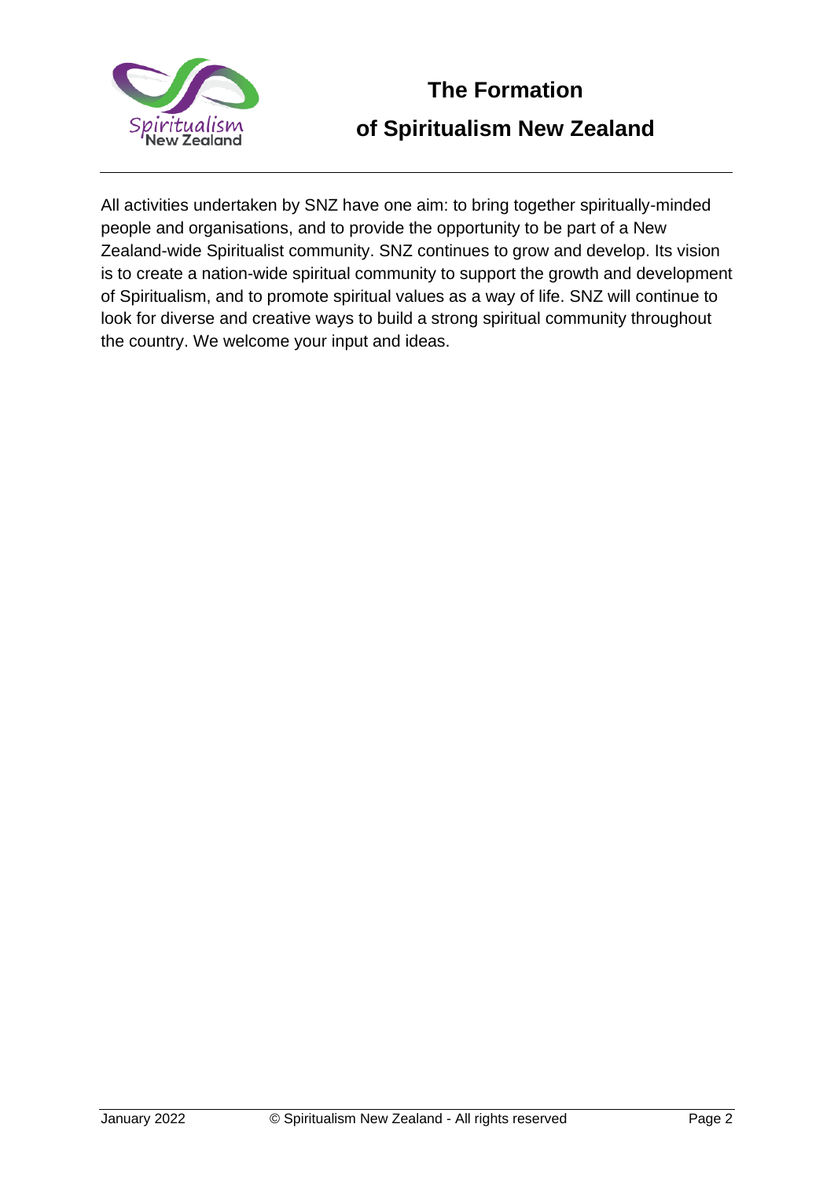# The Formation of Spiritualism New Zealand

All activities undertaken by SNZ have one aim: to bring together spiritually-minded people and organisations, and to provide the opportunity to be part of a New Zealand-wide Spiritualist community. SNZ continues to grow and develop. Its vision is to create a nation-wide spiritual community to support the growth and development of Spiritualism, and to promote spiritual values as a way of life. SNZ will continue to look for diverse and creative ways to build a strong spiritual community throughout the country. We welcome your input and ideas.